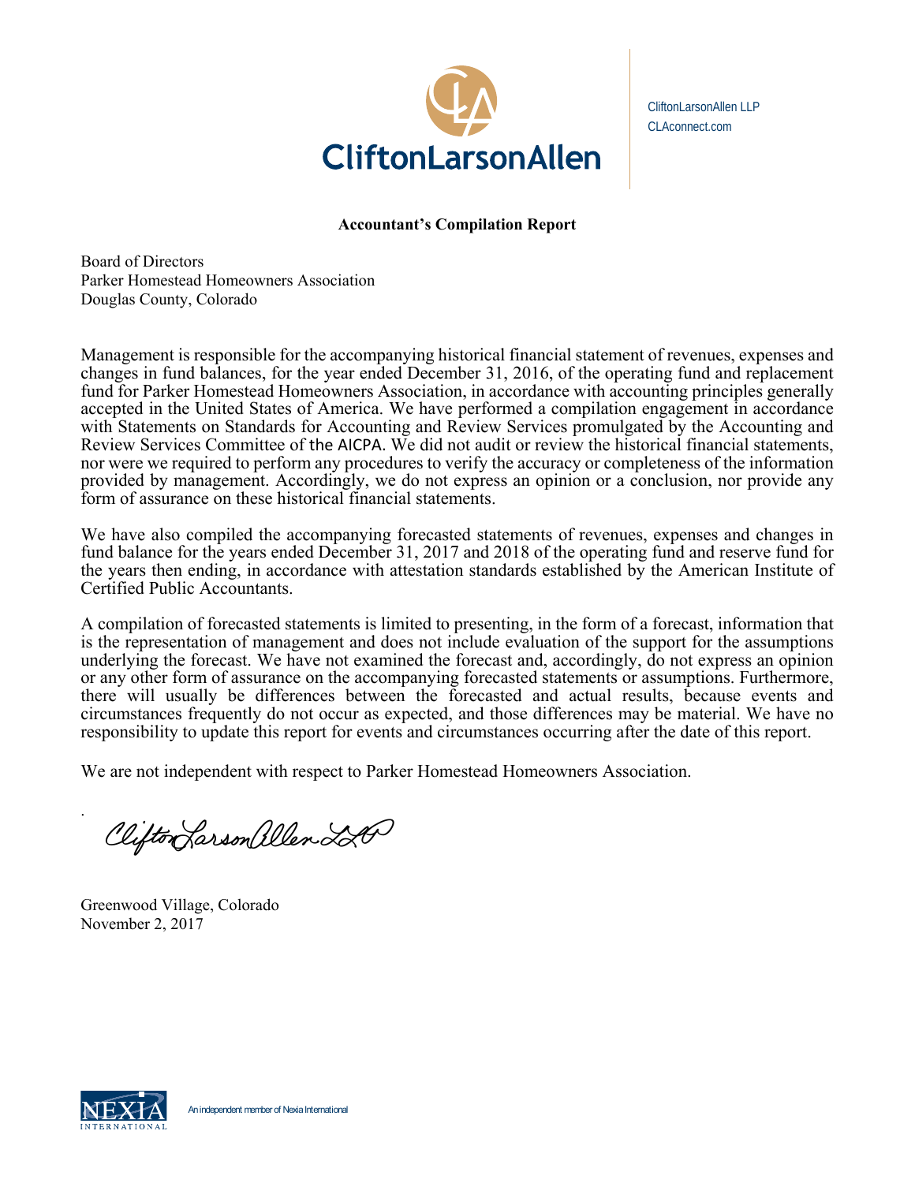CliftonLarsonAllen

CliftonLarsonAllen LLP
CLAconnect.com

**Accountant's Compilation Report**

Board of Directors
Parker Homestead Homeowners Association
Douglas County, Colorado

Management is responsible for the accompanying historical financial statement of revenues, expenses and changes in fund balances, for the year ended December 31, 2016, of the operating fund and replacement fund for Parker Homestead Homeowners Association, in accordance with accounting principles generally accepted in the United States of America. We have performed a compilation engagement in accordance with Statements on Standards for Accounting and Review Services promulgated by the Accounting and Review Services Committee of the AICPA. We did not audit or review the historical financial statements, nor were we required to perform any procedures to verify the accuracy or completeness of the information provided by management. Accordingly, we do not express an opinion or a conclusion, nor provide any form of assurance on these historical financial statements.

We have also compiled the accompanying forecasted statements of revenues, expenses and changes in fund balance for the years ended December 31, 2017 and 2018 of the operating fund and reserve fund for the years then ending, in accordance with attestation standards established by the American Institute of Certified Public Accountants.

A compilation of forecasted statements is limited to presenting, in the form of a forecast, information that is the representation of management and does not include evaluation of the support for the assumptions underlying the forecast. We have not examined the forecast and, accordingly, do not express an opinion or any other form of assurance on the accompanying forecasted statements or assumptions. Furthermore, there will usually be differences between the forecasted and actual results, because events and circumstances frequently do not occur as expected, and those differences may be material. We have no responsibility to update this report for events and circumstances occurring after the date of this report.

We are not independent with respect to Parker Homestead Homeowners Association.

CliftonLarsonAllen LLP

Greenwood Village, Colorado
November 2, 2017

An independent member of Nexia International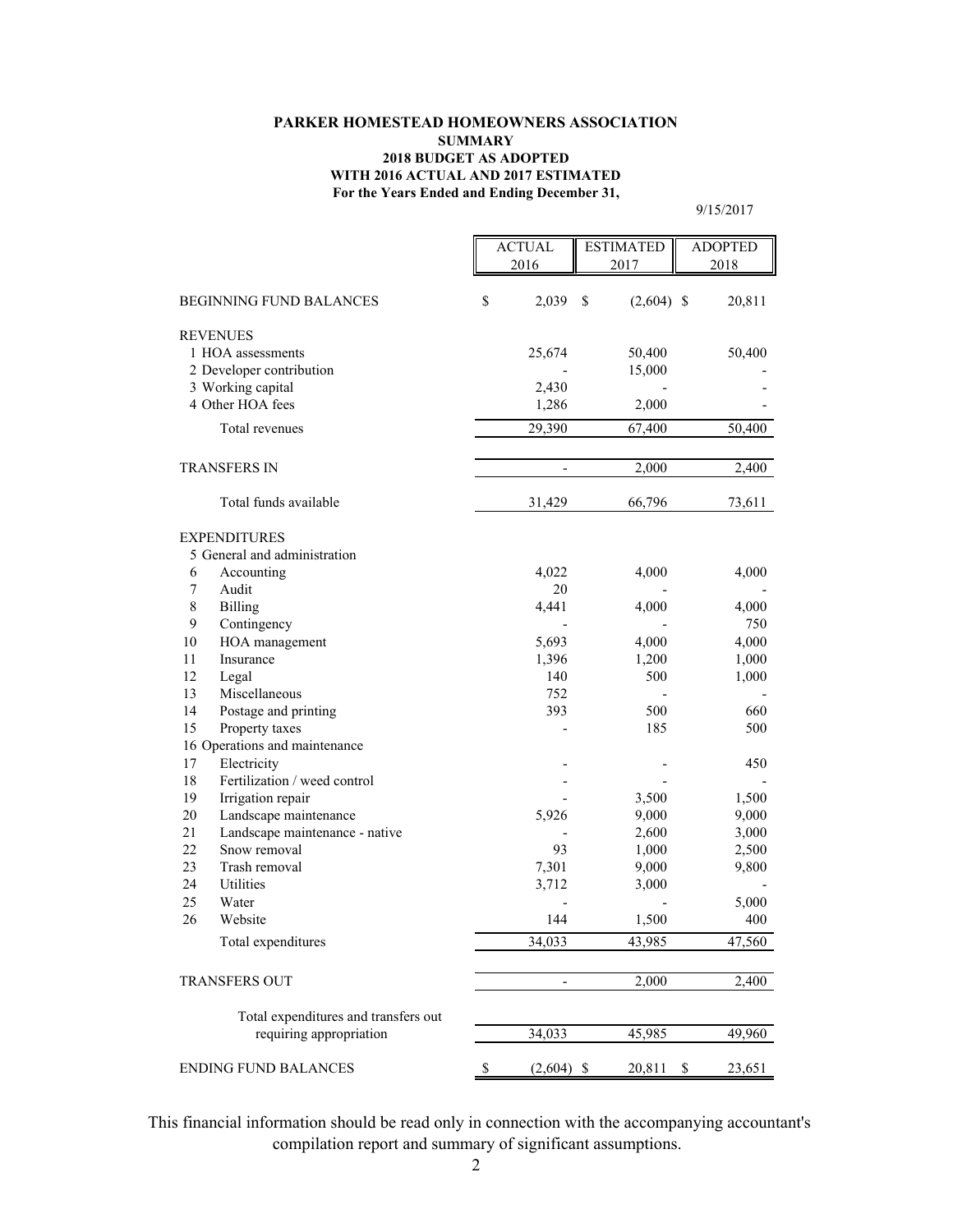**PARKER HOMESTEAD HOMEOWNERS ASSOCIATION**
**SUMMARY**
**2018 BUDGET AS ADOPTED**
**WITH 2016 ACTUAL AND 2017 ESTIMATED**
**For the Years Ended and Ending December 31,**

9/15/2017

| | ACTUAL 2016 | ESTIMATED 2017 | ADOPTED 2018 |
|---|---|---|---|
| BEGINNING FUND BALANCES | $ 2,039 | $ (2,604) | $ 20,811 |
| REVENUES | | | |
| 1 HOA assessments | 25,674 | 50,400 | 50,400 |
| 2 Developer contribution | - | 15,000 | - |
| 3 Working capital | 2,430 | - | - |
| 4 Other HOA fees | 1,286 | 2,000 | - |
| Total revenues | 29,390 | 67,400 | 50,400 |
| TRANSFERS IN | - | 2,000 | 2,400 |
| Total funds available | 31,429 | 66,796 | 73,611 |
| EXPENDITURES | | | |
| 5 General and administration | | | |
| 6 Accounting | 4,022 | 4,000 | 4,000 |
| 7 Audit | 20 | - | - |
| 8 Billing | 4,441 | 4,000 | 4,000 |
| 9 Contingency | - | - | 750 |
| 10 HOA management | 5,693 | 4,000 | 4,000 |
| 11 Insurance | 1,396 | 1,200 | 1,000 |
| 12 Legal | 140 | 500 | 1,000 |
| 13 Miscellaneous | 752 | - | - |
| 14 Postage and printing | 393 | 500 | 660 |
| 15 Property taxes | - | 185 | 500 |
| 16 Operations and maintenance | | | |
| 17 Electricity | - | - | 450 |
| 18 Fertilization / weed control | - | - | - |
| 19 Irrigation repair | - | 3,500 | 1,500 |
| 20 Landscape maintenance | 5,926 | 9,000 | 9,000 |
| 21 Landscape maintenance - native | - | 2,600 | 3,000 |
| 22 Snow removal | 93 | 1,000 | 2,500 |
| 23 Trash removal | 7,301 | 9,000 | 9,800 |
| 24 Utilities | 3,712 | 3,000 | - |
| 25 Water | - | - | 5,000 |
| 26 Website | 144 | 1,500 | 400 |
| Total expenditures | 34,033 | 43,985 | 47,560 |
| TRANSFERS OUT | - | 2,000 | 2,400 |
| Total expenditures and transfers out requiring appropriation | 34,033 | 45,985 | 49,960 |
| ENDING FUND BALANCES | $ (2,604) | $ 20,811 | $ 23,651 |

This financial information should be read only in connection with the accompanying accountant's compilation report and summary of significant assumptions.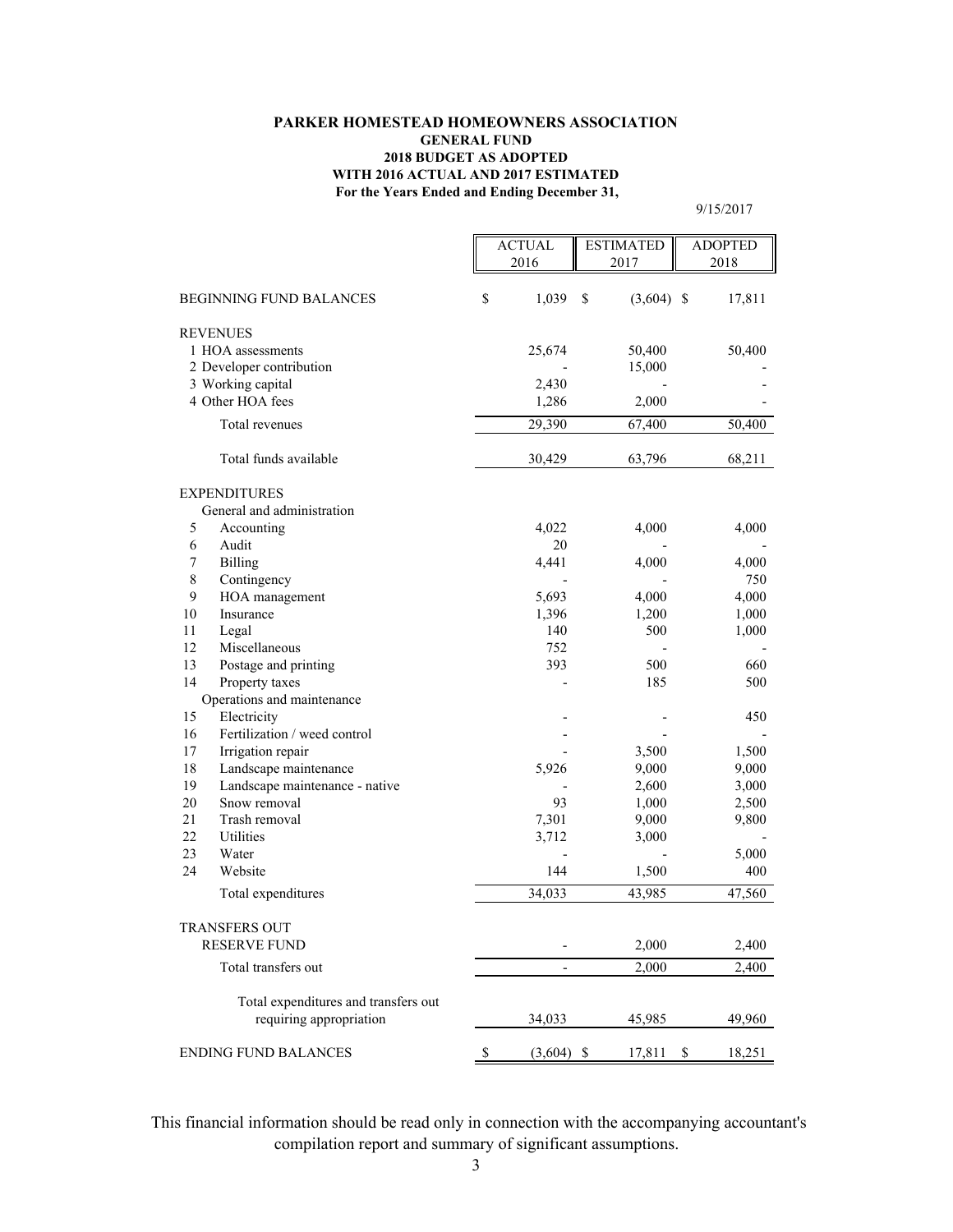**PARKER HOMESTEAD HOMEOWNERS ASSOCIATION**
**GENERAL FUND**
**2018 BUDGET AS ADOPTED**
**WITH 2016 ACTUAL AND 2017 ESTIMATED**
**For the Years Ended and Ending December 31,**

9/15/2017

| | ACTUAL 2016 | ESTIMATED 2017 | ADOPTED 2018 |
|---|---|---|---|
| BEGINNING FUND BALANCES | $ 1,039 | $ (3,604) | $ 17,811 |
| REVENUES | | | |
| 1 HOA assessments | 25,674 | 50,400 | 50,400 |
| 2 Developer contribution | - | 15,000 | - |
| 3 Working capital | 2,430 | - | - |
| 4 Other HOA fees | 1,286 | 2,000 | - |
| Total revenues | 29,390 | 67,400 | 50,400 |
| Total funds available | 30,429 | 63,796 | 68,211 |
| EXPENDITURES | | | |
| General and administration | | | |
| 5 Accounting | 4,022 | 4,000 | 4,000 |
| 6 Audit | 20 | - | - |
| 7 Billing | 4,441 | 4,000 | 4,000 |
| 8 Contingency | - | - | 750 |
| 9 HOA management | 5,693 | 4,000 | 4,000 |
| 10 Insurance | 1,396 | 1,200 | 1,000 |
| 11 Legal | 140 | 500 | 1,000 |
| 12 Miscellaneous | 752 | - | - |
| 13 Postage and printing | 393 | 500 | 660 |
| 14 Property taxes | - | 185 | 500 |
| Operations and maintenance | | | |
| 15 Electricity | - | - | 450 |
| 16 Fertilization / weed control | - | - | - |
| 17 Irrigation repair | - | 3,500 | 1,500 |
| 18 Landscape maintenance | 5,926 | 9,000 | 9,000 |
| 19 Landscape maintenance - native | - | 2,600 | 3,000 |
| 20 Snow removal | 93 | 1,000 | 2,500 |
| 21 Trash removal | 7,301 | 9,000 | 9,800 |
| 22 Utilities | 3,712 | 3,000 | - |
| 23 Water | - | - | 5,000 |
| 24 Website | 144 | 1,500 | 400 |
| Total expenditures | 34,033 | 43,985 | 47,560 |
| TRANSFERS OUT | | | |
| RESERVE FUND | - | 2,000 | 2,400 |
| Total transfers out | - | 2,000 | 2,400 |
| Total expenditures and transfers out requiring appropriation | 34,033 | 45,985 | 49,960 |
| ENDING FUND BALANCES | $ (3,604) | $ 17,811 | $ 18,251 |

This financial information should be read only in connection with the accompanying accountant's compilation report and summary of significant assumptions.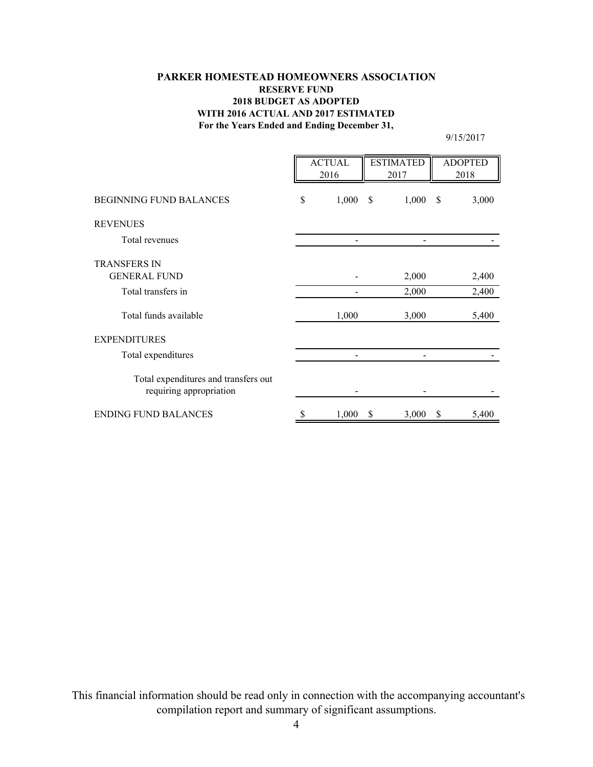# PARKER HOMESTEAD HOMEOWNERS ASSOCIATION

## RESERVE FUND

## 2018 BUDGET AS ADOPTED

## WITH 2016 ACTUAL AND 2017 ESTIMATED

**For the Years Ended and Ending December 31,**

9/15/2017

| | ACTUAL 2016 | ESTIMATED 2017 | ADOPTED 2018 |
|---|---|---|---|
| BEGINNING FUND BALANCES | $ 1,000 | $ 1,000 | $ 3,000 |
| REVENUES | | | |
| Total revenues | - | - | - |
| TRANSFERS IN | | | |
| GENERAL FUND | - | 2,000 | 2,400 |
| Total transfers in | - | 2,000 | 2,400 |
| Total funds available | 1,000 | 3,000 | 5,400 |
| EXPENDITURES | | | |
| Total expenditures | - | - | - |
| Total expenditures and transfers out requiring appropriation | - | - | - |
| ENDING FUND BALANCES | $ 1,000 | $ 3,000 | $ 5,400 |

This financial information should be read only in connection with the accompanying accountant's compilation report and summary of significant assumptions.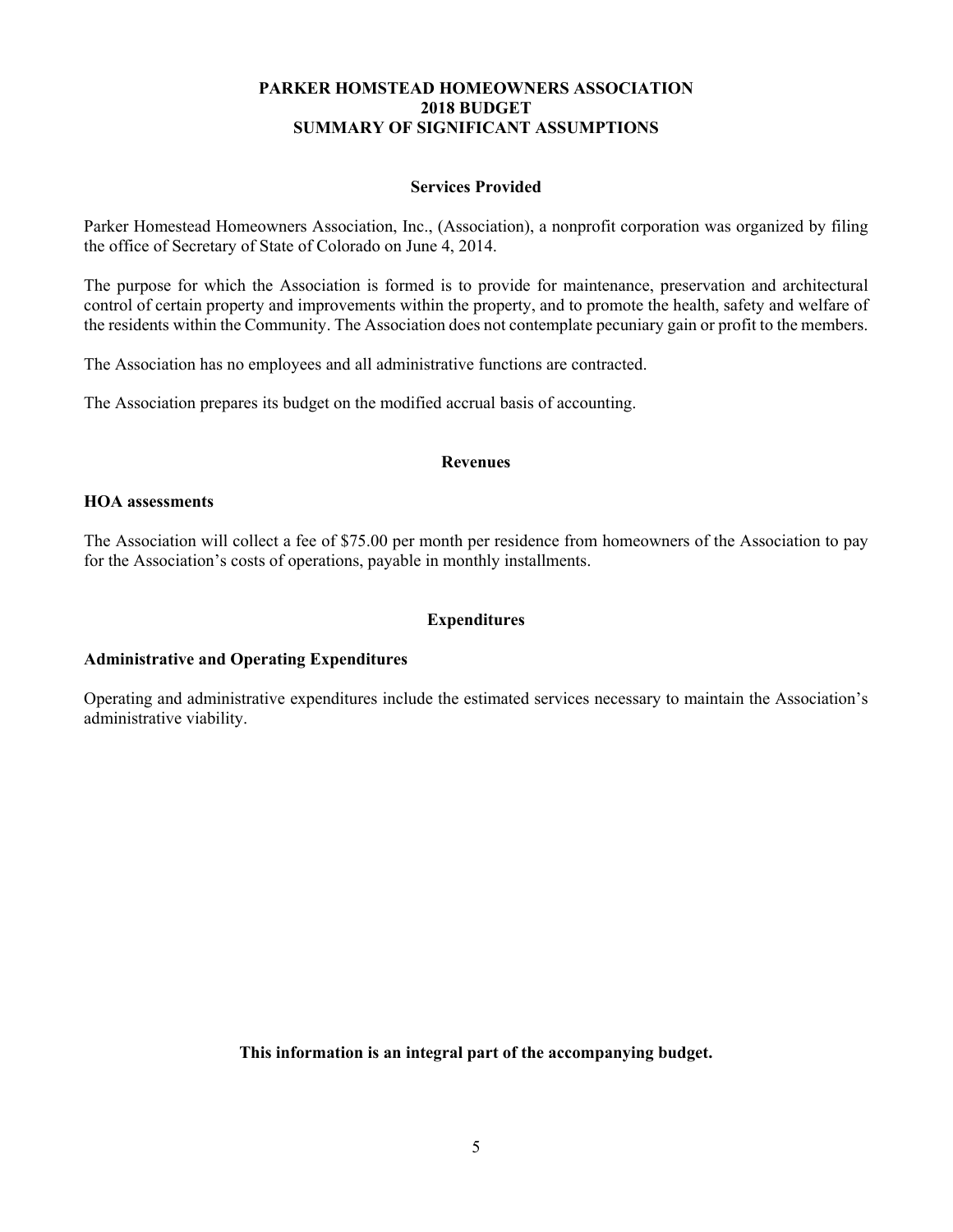# PARKER HOMSTEAD HOMEOWNERS ASSOCIATION
## 2018 BUDGET
## SUMMARY OF SIGNIFICANT ASSUMPTIONS

### Services Provided

Parker Homestead Homeowners Association, Inc., (Association), a nonprofit corporation was organized by filing the office of Secretary of State of Colorado on June 4, 2014.

The purpose for which the Association is formed is to provide for maintenance, preservation and architectural control of certain property and improvements within the property, and to promote the health, safety and welfare of the residents within the Community. The Association does not contemplate pecuniary gain or profit to the members.

The Association has no employees and all administrative functions are contracted.

The Association prepares its budget on the modified accrual basis of accounting.

### Revenues

**HOA assessments**

The Association will collect a fee of $75.00 per month per residence from homeowners of the Association to pay for the Association's costs of operations, payable in monthly installments.

### Expenditures

**Administrative and Operating Expenditures**

Operating and administrative expenditures include the estimated services necessary to maintain the Association's administrative viability.

**This information is an integral part of the accompanying budget.**